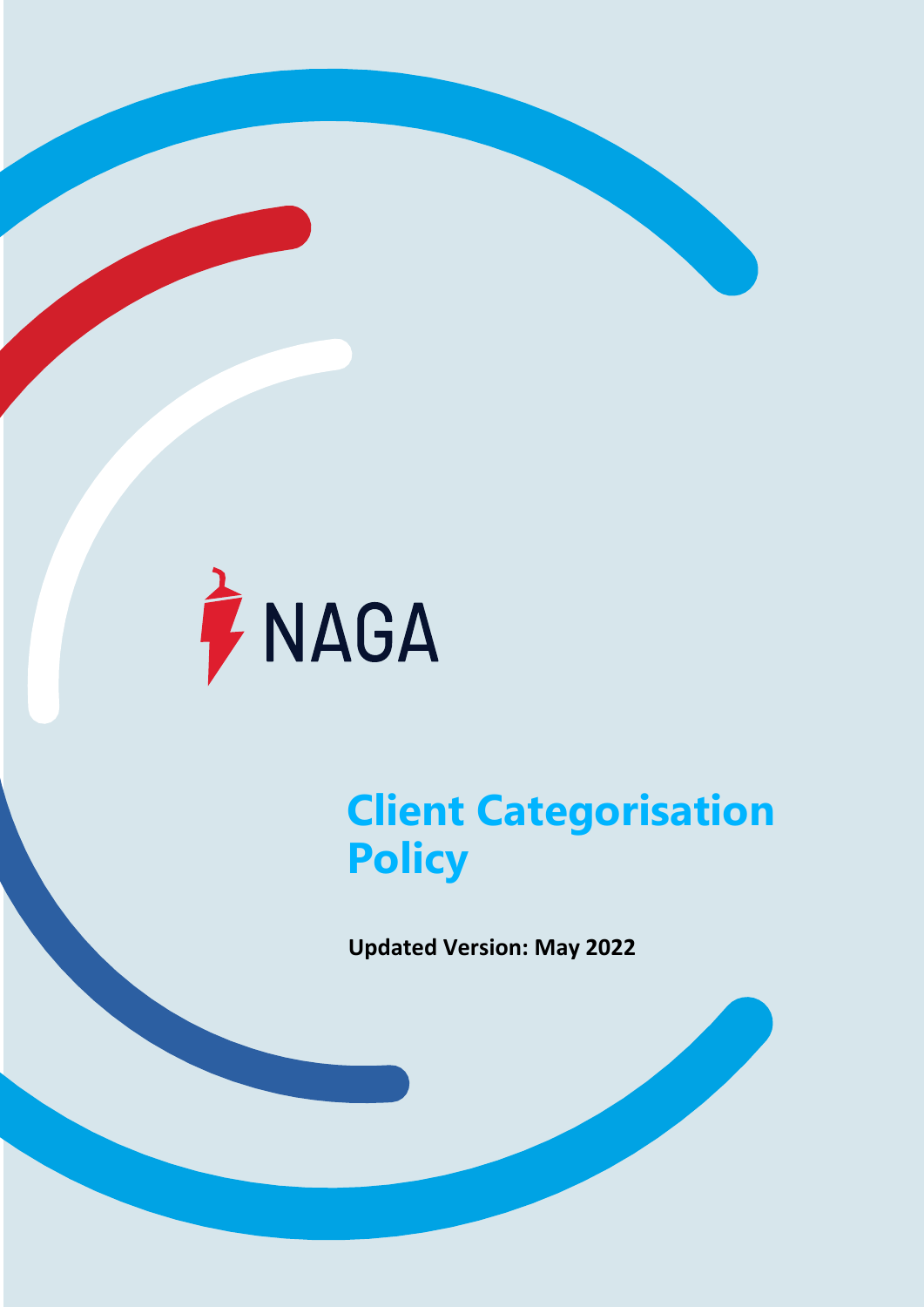NAGA

# Client Categorisation Policy

**Updated Version: May 2022**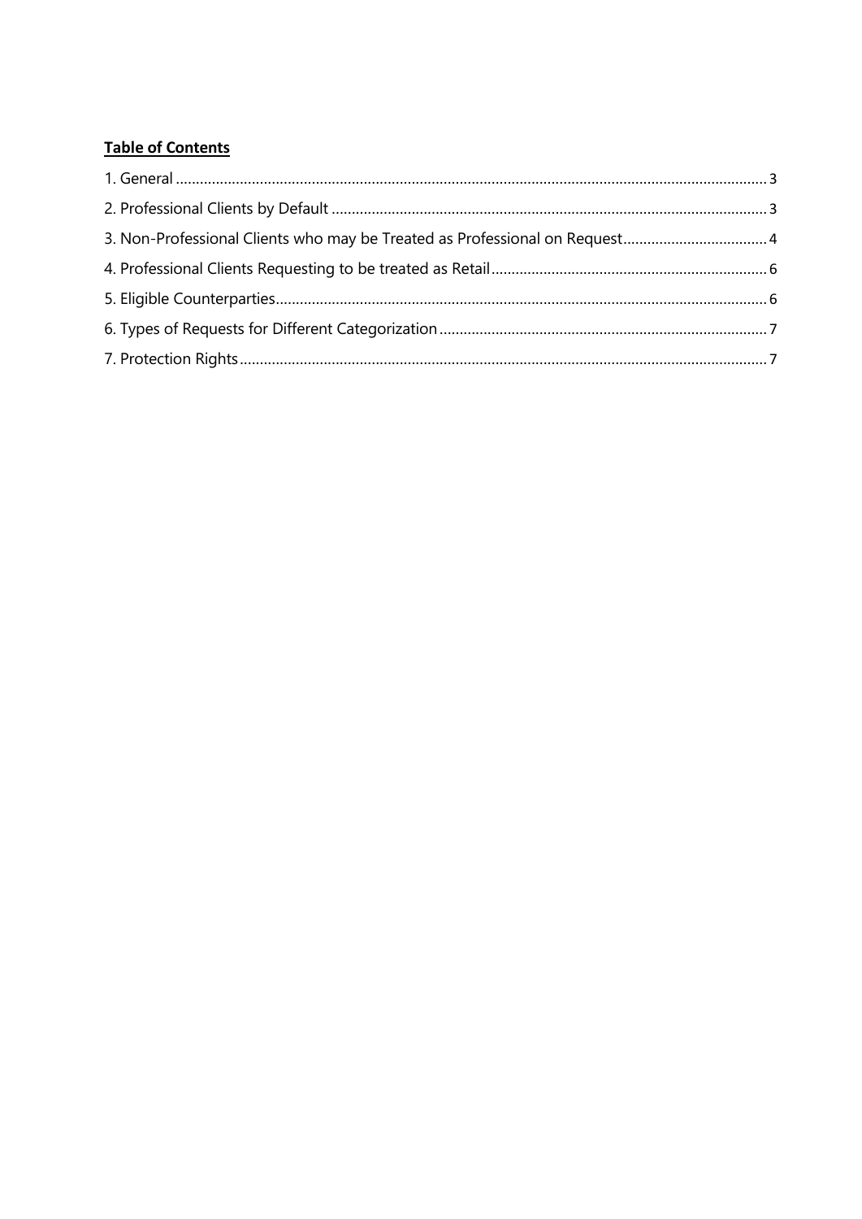**Table of Contents**

1. General ... 3
2. Professional Clients by Default ... 3
3. Non-Professional Clients who may be Treated as Professional on Request ... 4
4. Professional Clients Requesting to be treated as Retail ... 6
5. Eligible Counterparties ... 6
6. Types of Requests for Different Categorization ... 7
7. Protection Rights ... 7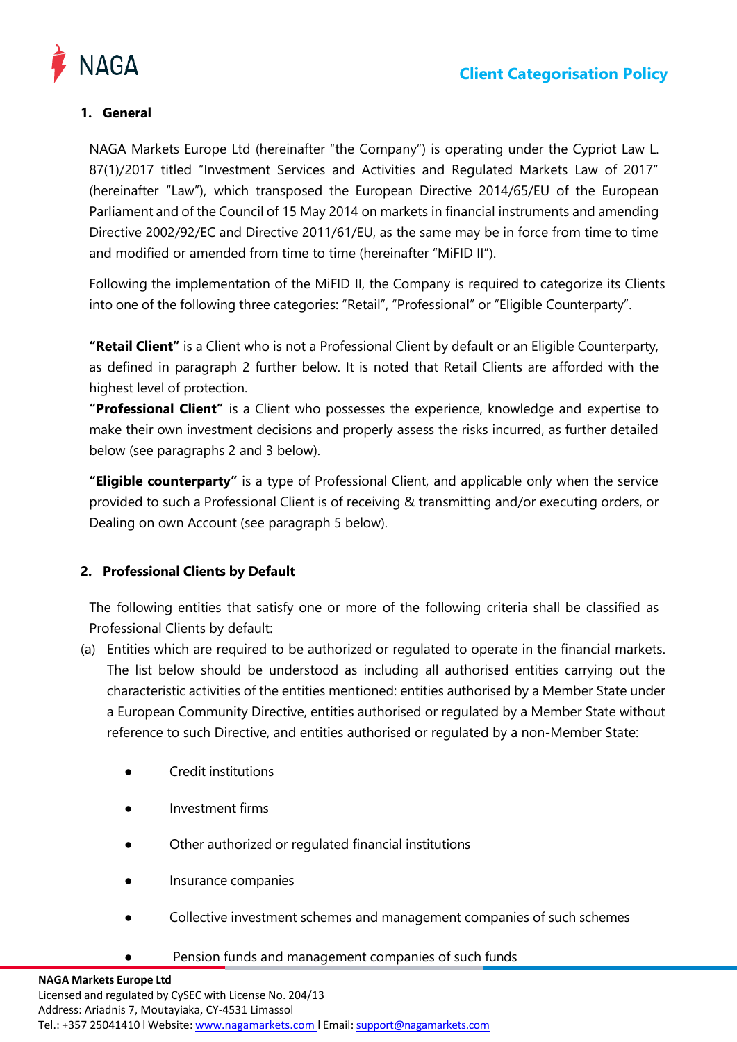## 1. General

NAGA Markets Europe Ltd (hereinafter "the Company") is operating under the Cypriot Law L. 87(1)/2017 titled "Investment Services and Activities and Regulated Markets Law of 2017" (hereinafter "Law"), which transposed the European Directive 2014/65/EU of the European Parliament and of the Council of 15 May 2014 on markets in financial instruments and amending Directive 2002/92/EC and Directive 2011/61/EU, as the same may be in force from time to time and modified or amended from time to time (hereinafter "MiFID II").

Following the implementation of the MiFID II, the Company is required to categorize its Clients into one of the following three categories: "Retail", "Professional" or "Eligible Counterparty".

**"Retail Client"** is a Client who is not a Professional Client by default or an Eligible Counterparty, as defined in paragraph 2 further below. It is noted that Retail Clients are afforded with the highest level of protection.

**"Professional Client"** is a Client who possesses the experience, knowledge and expertise to make their own investment decisions and properly assess the risks incurred, as further detailed below (see paragraphs 2 and 3 below).

**"Eligible counterparty"** is a type of Professional Client, and applicable only when the service provided to such a Professional Client is of receiving & transmitting and/or executing orders, or Dealing on own Account (see paragraph 5 below).

## 2. Professional Clients by Default

The following entities that satisfy one or more of the following criteria shall be classified as Professional Clients by default:

(a) Entities which are required to be authorized or regulated to operate in the financial markets. The list below should be understood as including all authorised entities carrying out the characteristic activities of the entities mentioned: entities authorised by a Member State under a European Community Directive, entities authorised or regulated by a Member State without reference to such Directive, and entities authorised or regulated by a non-Member State:

- Credit institutions
- Investment firms
- Other authorized or regulated financial institutions
- Insurance companies
- Collective investment schemes and management companies of such schemes
- Pension funds and management companies of such funds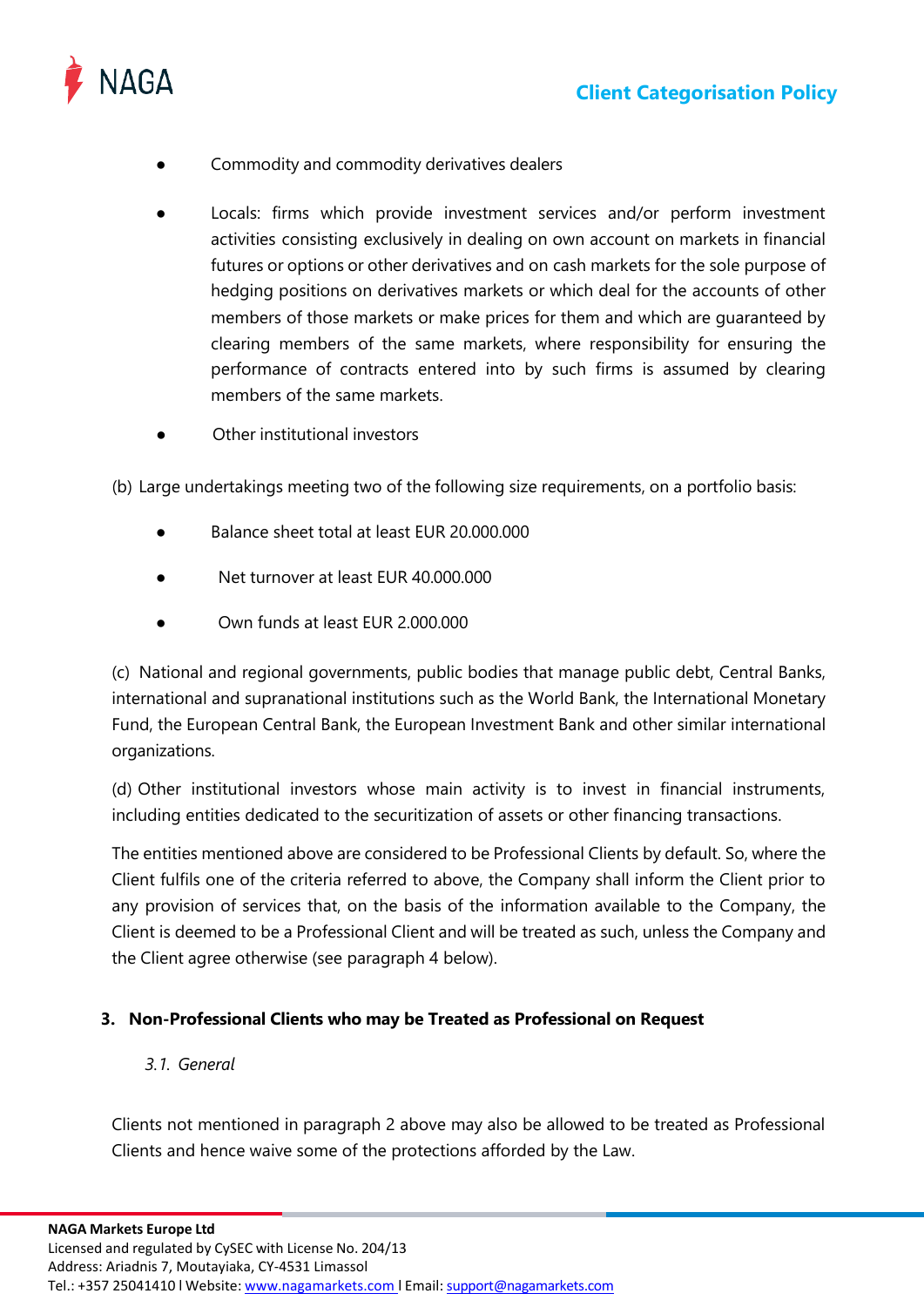- Commodity and commodity derivatives dealers
- Locals: firms which provide investment services and/or perform investment activities consisting exclusively in dealing on own account on markets in financial futures or options or other derivatives and on cash markets for the sole purpose of hedging positions on derivatives markets or which deal for the accounts of other members of those markets or make prices for them and which are guaranteed by clearing members of the same markets, where responsibility for ensuring the performance of contracts entered into by such firms is assumed by clearing members of the same markets.
- Other institutional investors

(b) Large undertakings meeting two of the following size requirements, on a portfolio basis:

- Balance sheet total at least EUR 20.000.000
- Net turnover at least EUR 40.000.000
- Own funds at least EUR 2.000.000

(c) National and regional governments, public bodies that manage public debt, Central Banks, international and supranational institutions such as the World Bank, the International Monetary Fund, the European Central Bank, the European Investment Bank and other similar international organizations.

(d) Other institutional investors whose main activity is to invest in financial instruments, including entities dedicated to the securitization of assets or other financing transactions.

The entities mentioned above are considered to be Professional Clients by default. So, where the Client fulfils one of the criteria referred to above, the Company shall inform the Client prior to any provision of services that, on the basis of the information available to the Company, the Client is deemed to be a Professional Client and will be treated as such, unless the Company and the Client agree otherwise (see paragraph 4 below).

## 3. Non-Professional Clients who may be Treated as Professional on Request

### *3.1. General*

Clients not mentioned in paragraph 2 above may also be allowed to be treated as Professional Clients and hence waive some of the protections afforded by the Law.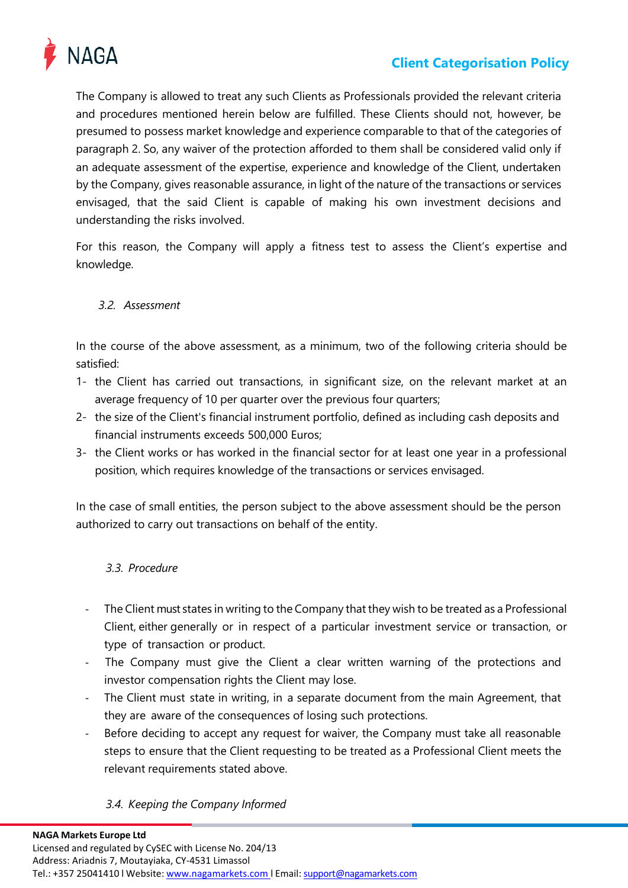The Company is allowed to treat any such Clients as Professionals provided the relevant criteria and procedures mentioned herein below are fulfilled. These Clients should not, however, be presumed to possess market knowledge and experience comparable to that of the categories of paragraph 2. So, any waiver of the protection afforded to them shall be considered valid only if an adequate assessment of the expertise, experience and knowledge of the Client, undertaken by the Company, gives reasonable assurance, in light of the nature of the transactions or services envisaged, that the said Client is capable of making his own investment decisions and understanding the risks involved.

For this reason, the Company will apply a fitness test to assess the Client's expertise and knowledge.

### *3.2. Assessment*

In the course of the above assessment, as a minimum, two of the following criteria should be satisfied:

1- the Client has carried out transactions, in significant size, on the relevant market at an average frequency of 10 per quarter over the previous four quarters;

2- the size of the Client's financial instrument portfolio, defined as including cash deposits and financial instruments exceeds 500,000 Euros;

3- the Client works or has worked in the financial sector for at least one year in a professional position, which requires knowledge of the transactions or services envisaged.

In the case of small entities, the person subject to the above assessment should be the person authorized to carry out transactions on behalf of the entity.

### *3.3. Procedure*

- The Client must states in writing to the Company that they wish to be treated as a Professional Client, either generally or in respect of a particular investment service or transaction, or type of transaction or product.
- The Company must give the Client a clear written warning of the protections and investor compensation rights the Client may lose.
- The Client must state in writing, in a separate document from the main Agreement, that they are aware of the consequences of losing such protections.
- Before deciding to accept any request for waiver, the Company must take all reasonable steps to ensure that the Client requesting to be treated as a Professional Client meets the relevant requirements stated above.

### *3.4. Keeping the Company Informed*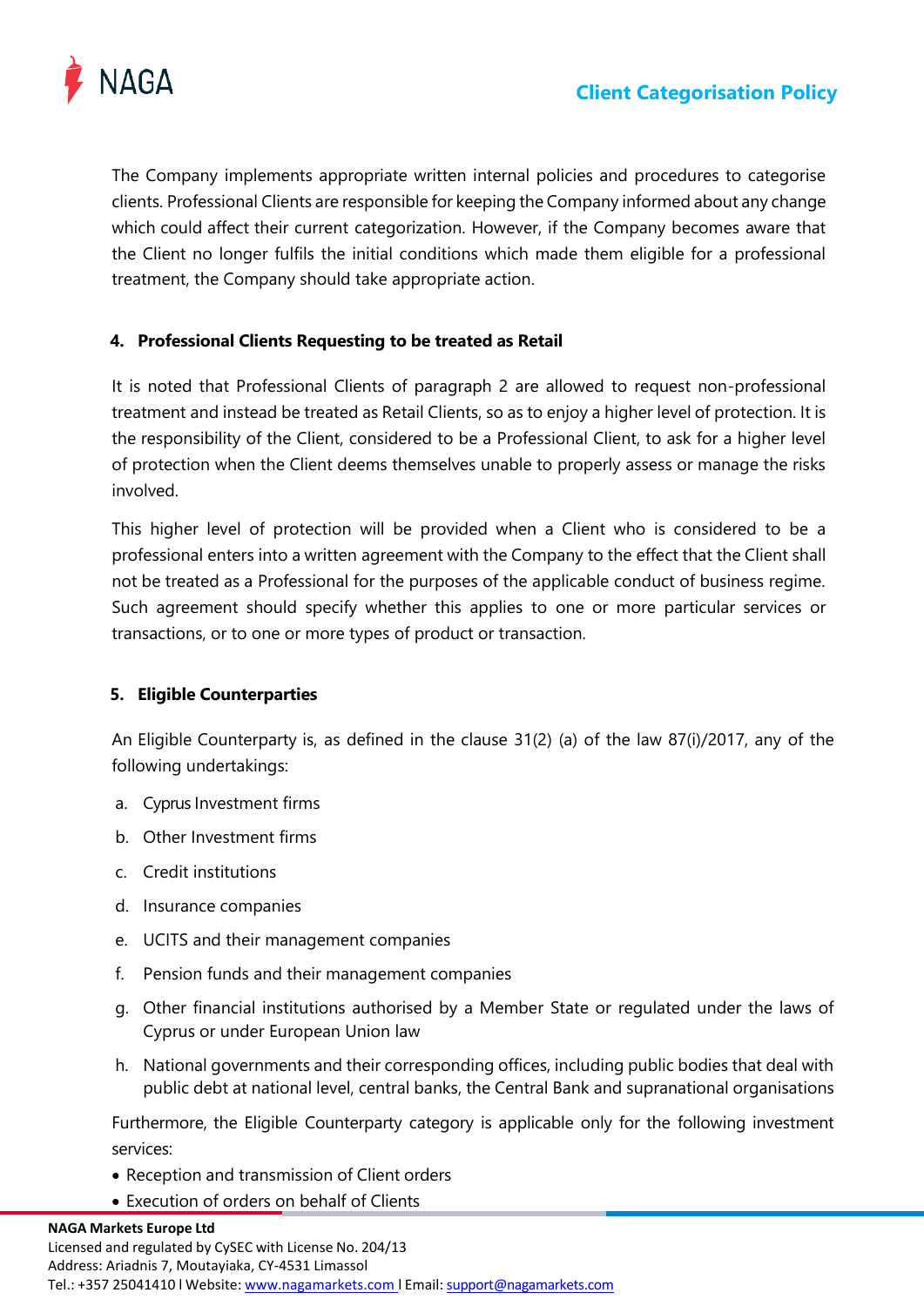The Company implements appropriate written internal policies and procedures to categorise clients. Professional Clients are responsible for keeping the Company informed about any change which could affect their current categorization. However, if the Company becomes aware that the Client no longer fulfils the initial conditions which made them eligible for a professional treatment, the Company should take appropriate action.

## 4. Professional Clients Requesting to be treated as Retail

It is noted that Professional Clients of paragraph 2 are allowed to request non-professional treatment and instead be treated as Retail Clients, so as to enjoy a higher level of protection. It is the responsibility of the Client, considered to be a Professional Client, to ask for a higher level of protection when the Client deems themselves unable to properly assess or manage the risks involved.

This higher level of protection will be provided when a Client who is considered to be a professional enters into a written agreement with the Company to the effect that the Client shall not be treated as a Professional for the purposes of the applicable conduct of business regime. Such agreement should specify whether this applies to one or more particular services or transactions, or to one or more types of product or transaction.

## 5. Eligible Counterparties

An Eligible Counterparty is, as defined in the clause 31(2) (a) of the law 87(i)/2017, any of the following undertakings:

a. Cyprus Investment firms
b. Other Investment firms
c. Credit institutions
d. Insurance companies
e. UCITS and their management companies
f. Pension funds and their management companies
g. Other financial institutions authorised by a Member State or regulated under the laws of Cyprus or under European Union law
h. National governments and their corresponding offices, including public bodies that deal with public debt at national level, central banks, the Central Bank and supranational organisations

Furthermore, the Eligible Counterparty category is applicable only for the following investment services:

- Reception and transmission of Client orders
- Execution of orders on behalf of Clients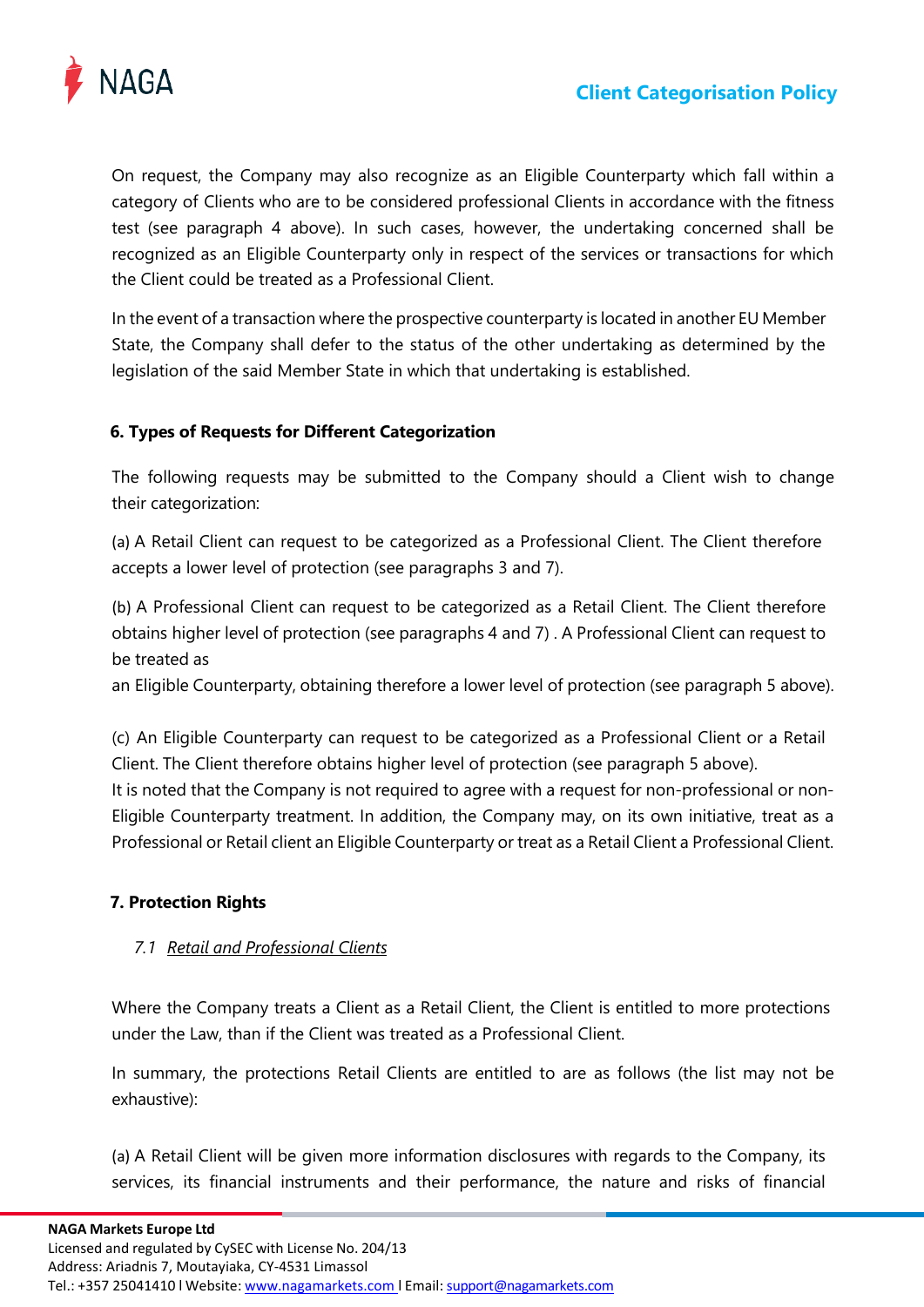On request, the Company may also recognize as an Eligible Counterparty which fall within a category of Clients who are to be considered professional Clients in accordance with the fitness test (see paragraph 4 above). In such cases, however, the undertaking concerned shall be recognized as an Eligible Counterparty only in respect of the services or transactions for which the Client could be treated as a Professional Client.

In the event of a transaction where the prospective counterparty is located in another EU Member State, the Company shall defer to the status of the other undertaking as determined by the legislation of the said Member State in which that undertaking is established.

## 6. Types of Requests for Different Categorization

The following requests may be submitted to the Company should a Client wish to change their categorization:

(a) A Retail Client can request to be categorized as a Professional Client. The Client therefore accepts a lower level of protection (see paragraphs 3 and 7).

(b) A Professional Client can request to be categorized as a Retail Client. The Client therefore obtains higher level of protection (see paragraphs 4 and 7) . A Professional Client can request to be treated as an Eligible Counterparty, obtaining therefore a lower level of protection (see paragraph 5 above).

(c) An Eligible Counterparty can request to be categorized as a Professional Client or a Retail Client. The Client therefore obtains higher level of protection (see paragraph 5 above).
It is noted that the Company is not required to agree with a request for non-professional or non-Eligible Counterparty treatment. In addition, the Company may, on its own initiative, treat as a Professional or Retail client an Eligible Counterparty or treat as a Retail Client a Professional Client.

## 7. Protection Rights

### *7.1 Retail and Professional Clients*

Where the Company treats a Client as a Retail Client, the Client is entitled to more protections under the Law, than if the Client was treated as a Professional Client.

In summary, the protections Retail Clients are entitled to are as follows (the list may not be exhaustive):

(a) A Retail Client will be given more information disclosures with regards to the Company, its services, its financial instruments and their performance, the nature and risks of financial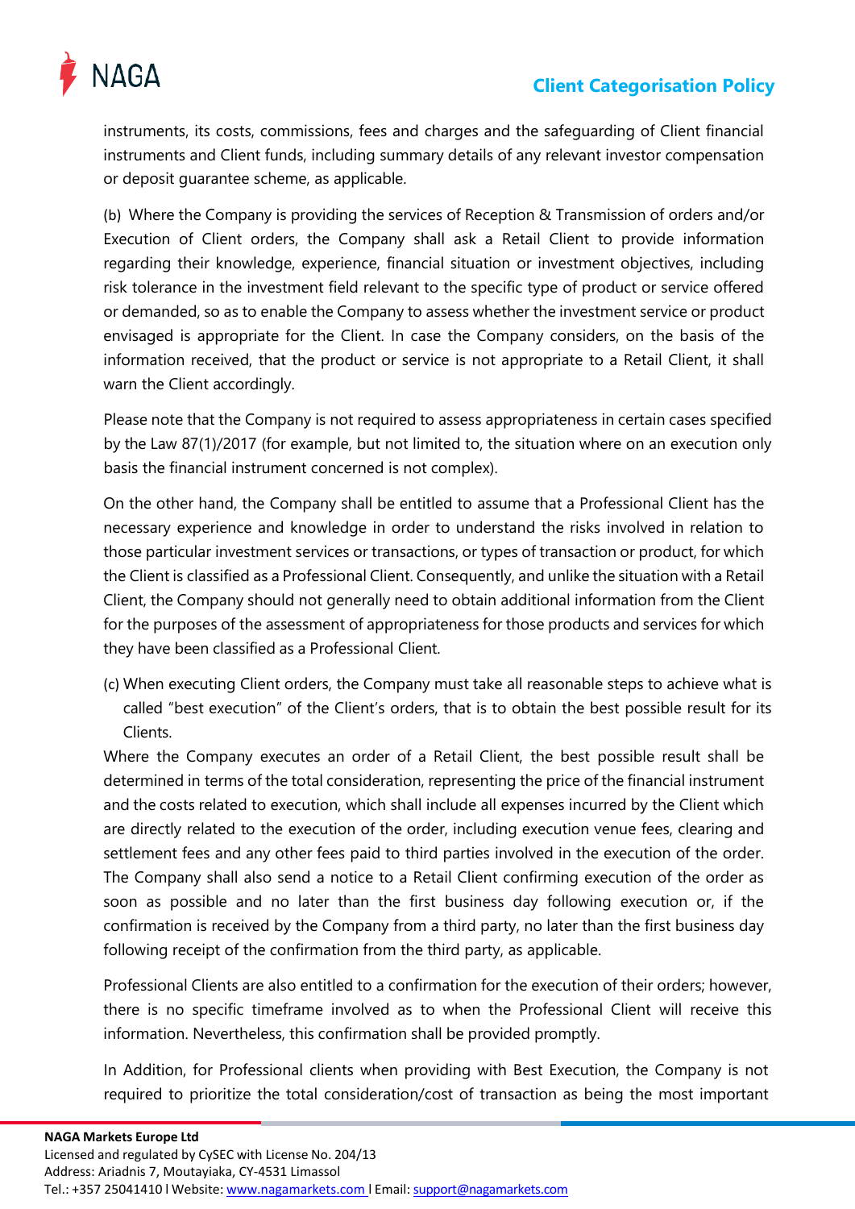instruments, its costs, commissions, fees and charges and the safeguarding of Client financial instruments and Client funds, including summary details of any relevant investor compensation or deposit guarantee scheme, as applicable.

(b) Where the Company is providing the services of Reception & Transmission of orders and/or Execution of Client orders, the Company shall ask a Retail Client to provide information regarding their knowledge, experience, financial situation or investment objectives, including risk tolerance in the investment field relevant to the specific type of product or service offered or demanded, so as to enable the Company to assess whether the investment service or product envisaged is appropriate for the Client. In case the Company considers, on the basis of the information received, that the product or service is not appropriate to a Retail Client, it shall warn the Client accordingly.

Please note that the Company is not required to assess appropriateness in certain cases specified by the Law 87(1)/2017 (for example, but not limited to, the situation where on an execution only basis the financial instrument concerned is not complex).

On the other hand, the Company shall be entitled to assume that a Professional Client has the necessary experience and knowledge in order to understand the risks involved in relation to those particular investment services or transactions, or types of transaction or product, for which the Client is classified as a Professional Client. Consequently, and unlike the situation with a Retail Client, the Company should not generally need to obtain additional information from the Client for the purposes of the assessment of appropriateness for those products and services for which they have been classified as a Professional Client.

(c) When executing Client orders, the Company must take all reasonable steps to achieve what is called "best execution" of the Client's orders, that is to obtain the best possible result for its Clients.

Where the Company executes an order of a Retail Client, the best possible result shall be determined in terms of the total consideration, representing the price of the financial instrument and the costs related to execution, which shall include all expenses incurred by the Client which are directly related to the execution of the order, including execution venue fees, clearing and settlement fees and any other fees paid to third parties involved in the execution of the order. The Company shall also send a notice to a Retail Client confirming execution of the order as soon as possible and no later than the first business day following execution or, if the confirmation is received by the Company from a third party, no later than the first business day following receipt of the confirmation from the third party, as applicable.

Professional Clients are also entitled to a confirmation for the execution of their orders; however, there is no specific timeframe involved as to when the Professional Client will receive this information. Nevertheless, this confirmation shall be provided promptly.

In Addition, for Professional clients when providing with Best Execution, the Company is not required to prioritize the total consideration/cost of transaction as being the most important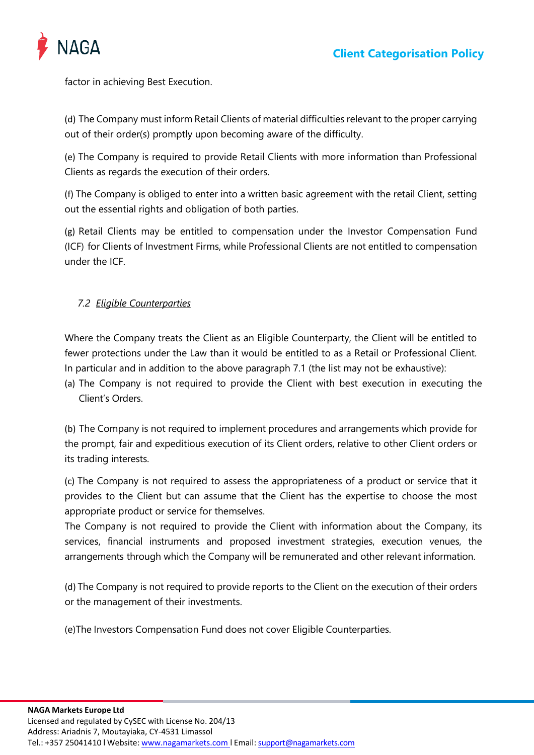factor in achieving Best Execution.

(d) The Company must inform Retail Clients of material difficulties relevant to the proper carrying out of their order(s) promptly upon becoming aware of the difficulty.

(e) The Company is required to provide Retail Clients with more information than Professional Clients as regards the execution of their orders.

(f) The Company is obliged to enter into a written basic agreement with the retail Client, setting out the essential rights and obligation of both parties.

(g) Retail Clients may be entitled to compensation under the Investor Compensation Fund (ICF) for Clients of Investment Firms, while Professional Clients are not entitled to compensation under the ICF.

### *7.2 Eligible Counterparties*

Where the Company treats the Client as an Eligible Counterparty, the Client will be entitled to fewer protections under the Law than it would be entitled to as a Retail or Professional Client. In particular and in addition to the above paragraph 7.1 (the list may not be exhaustive):

(a) The Company is not required to provide the Client with best execution in executing the Client's Orders.

(b) The Company is not required to implement procedures and arrangements which provide for the prompt, fair and expeditious execution of its Client orders, relative to other Client orders or its trading interests.

(c) The Company is not required to assess the appropriateness of a product or service that it provides to the Client but can assume that the Client has the expertise to choose the most appropriate product or service for themselves.
The Company is not required to provide the Client with information about the Company, its services, financial instruments and proposed investment strategies, execution venues, the arrangements through which the Company will be remunerated and other relevant information.

(d) The Company is not required to provide reports to the Client on the execution of their orders or the management of their investments.

(e)The Investors Compensation Fund does not cover Eligible Counterparties.